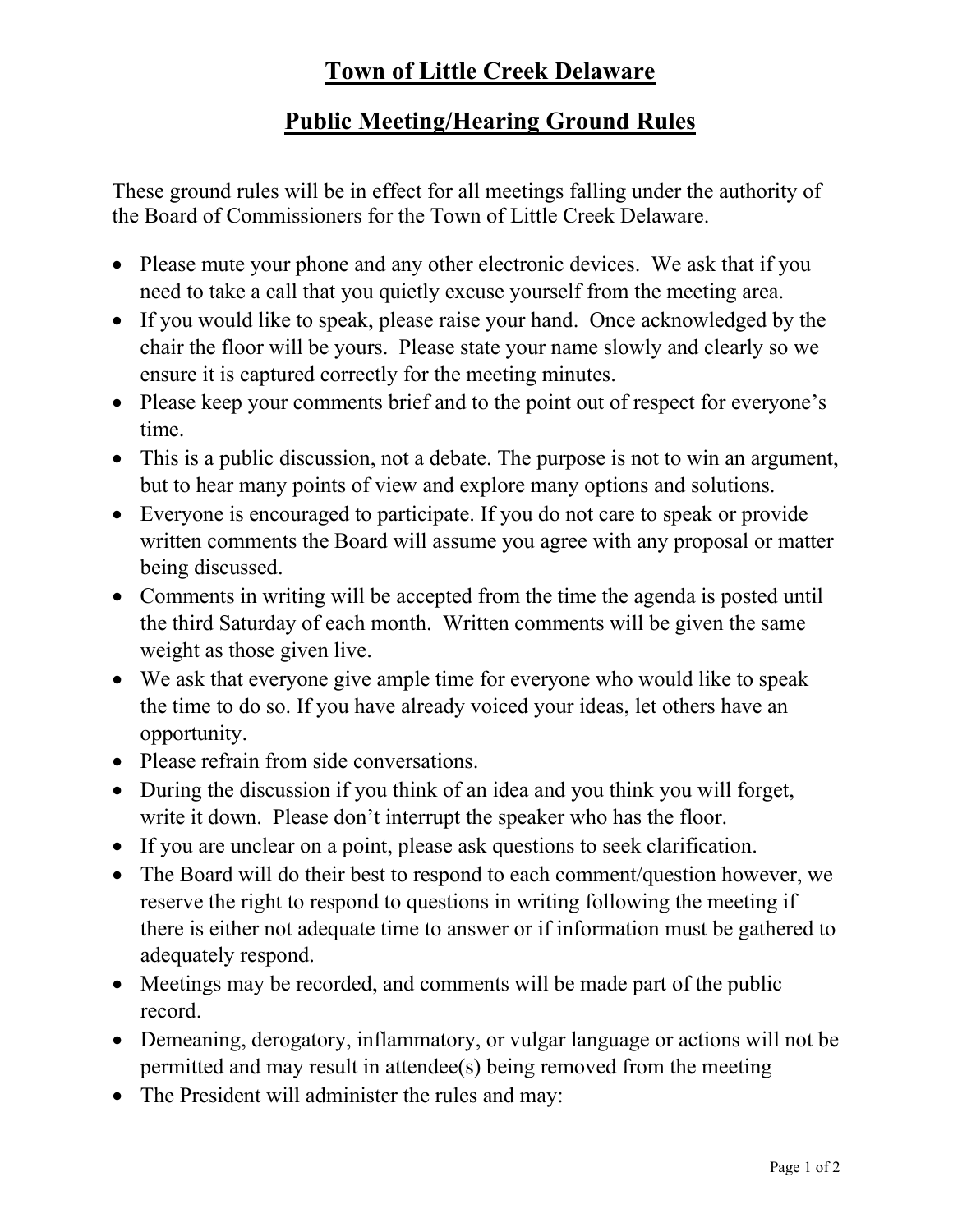# Town of Little Creek Delaware

## Public Meeting/Hearing Ground Rules

These ground rules will be in effect for all meetings falling under the authority of the Board of Commissioners for the Town of Little Creek Delaware.

- Please mute your phone and any other electronic devices. We ask that if you need to take a call that you quietly excuse yourself from the meeting area.
- If you would like to speak, please raise your hand. Once acknowledged by the chair the floor will be yours. Please state your name slowly and clearly so we ensure it is captured correctly for the meeting minutes.
- Please keep your comments brief and to the point out of respect for everyone's time.
- This is a public discussion, not a debate. The purpose is not to win an argument, but to hear many points of view and explore many options and solutions.
- Everyone is encouraged to participate. If you do not care to speak or provide written comments the Board will assume you agree with any proposal or matter being discussed.
- Comments in writing will be accepted from the time the agenda is posted until the third Saturday of each month. Written comments will be given the same weight as those given live.
- We ask that everyone give ample time for everyone who would like to speak the time to do so. If you have already voiced your ideas, let others have an opportunity.
- Please refrain from side conversations.
- During the discussion if you think of an idea and you think you will forget, write it down. Please don't interrupt the speaker who has the floor.
- If you are unclear on a point, please ask questions to seek clarification.
- The Board will do their best to respond to each comment/question however, we reserve the right to respond to questions in writing following the meeting if there is either not adequate time to answer or if information must be gathered to adequately respond.
- Meetings may be recorded, and comments will be made part of the public record.
- Demeaning, derogatory, inflammatory, or vulgar language or actions will not be permitted and may result in attendee(s) being removed from the meeting
- The President will administer the rules and may: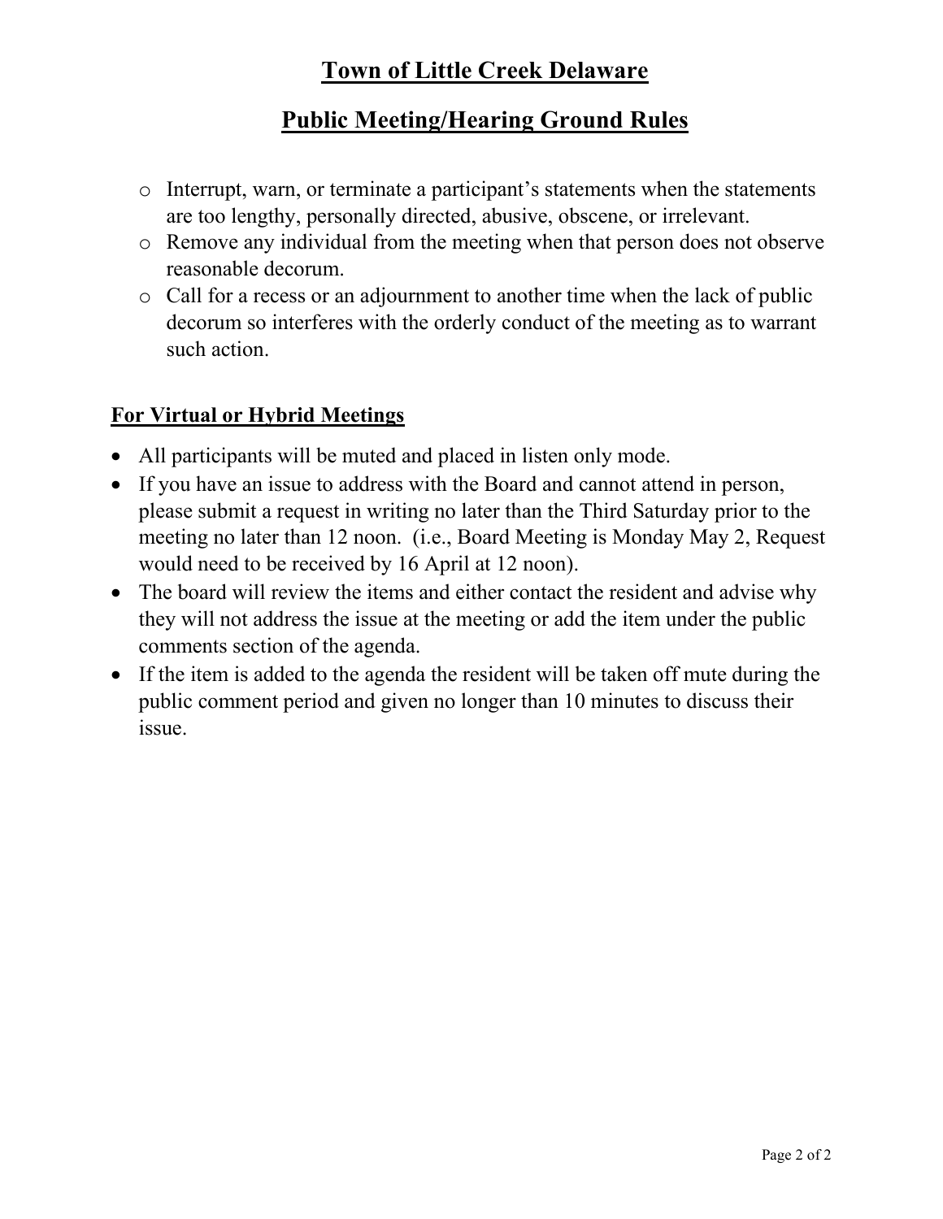# Town of Little Creek Delaware

## Public Meeting/Hearing Ground Rules

  - Interrupt, warn, or terminate a participant's statements when the statements are too lengthy, personally directed, abusive, obscene, or irrelevant.
  - Remove any individual from the meeting when that person does not observe reasonable decorum.
  - Call for a recess or an adjournment to another time when the lack of public decorum so interferes with the orderly conduct of the meeting as to warrant such action.

**For Virtual or Hybrid Meetings**

- All participants will be muted and placed in listen only mode.
- If you have an issue to address with the Board and cannot attend in person, please submit a request in writing no later than the Third Saturday prior to the meeting no later than 12 noon. (i.e., Board Meeting is Monday May 2, Request would need to be received by 16 April at 12 noon).
- The board will review the items and either contact the resident and advise why they will not address the issue at the meeting or add the item under the public comments section of the agenda.
- If the item is added to the agenda the resident will be taken off mute during the public comment period and given no longer than 10 minutes to discuss their issue.